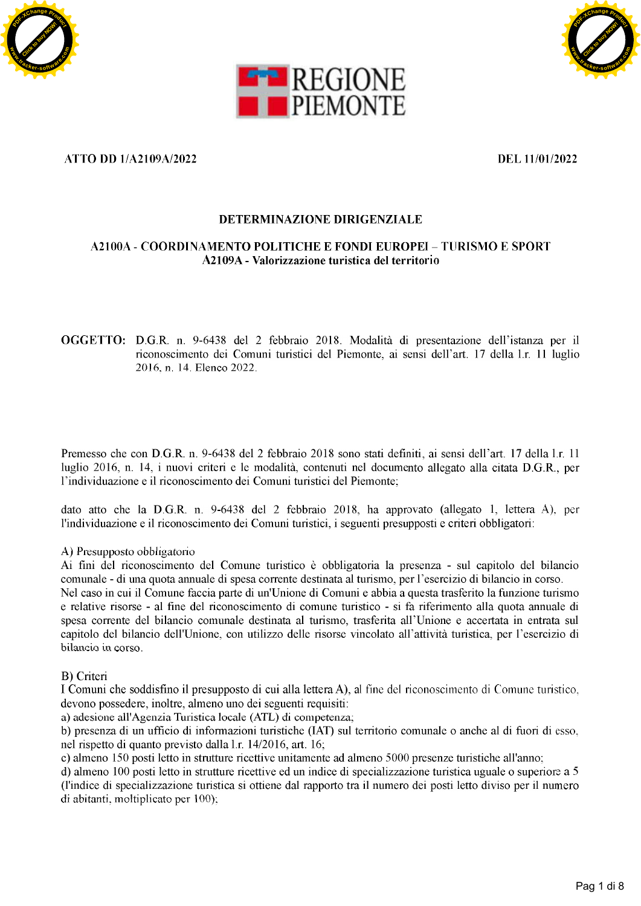REGIONE PIEMONTE

**ATTO DD 1/A2109A/2022** **DEL 11/01/2022**

## DETERMINAZIONE DIRIGENZIALE

**A2100A - COORDINAMENTO POLITICHE E FONDI EUROPEI – TURISMO E SPORT**
**A2109A - Valorizzazione turistica del territorio**

**OGGETTO:** D.G.R. n. 9-6438 del 2 febbraio 2018. Modalità di presentazione dell'istanza per il riconoscimento dei Comuni turistici del Piemonte, ai sensi dell'art. 17 della l.r. 11 luglio 2016, n. 14. Elenco 2022.

Premesso che con D.G.R. n. 9-6438 del 2 febbraio 2018 sono stati definiti, ai sensi dell'art. 17 della l.r. 11 luglio 2016, n. 14, i nuovi criteri e le modalità, contenuti nel documento allegato alla citata D.G.R., per l'individuazione e il riconoscimento dei Comuni turistici del Piemonte;

dato atto che la D.G.R. n. 9-6438 del 2 febbraio 2018, ha approvato (allegato 1, lettera A), per l'individuazione e il riconoscimento dei Comuni turistici, i seguenti presupposti e criteri obbligatori:

A) Presupposto obbligatorio
Ai fini del riconoscimento del Comune turistico è obbligatoria la presenza - sul capitolo del bilancio comunale - di una quota annuale di spesa corrente destinata al turismo, per l'esercizio di bilancio in corso.
Nel caso in cui il Comune faccia parte di un'Unione di Comuni e abbia a questa trasferito la funzione turismo e relative risorse - al fine del riconoscimento di comune turistico - si fa riferimento alla quota annuale di spesa corrente del bilancio comunale destinata al turismo, trasferita all'Unione e accertata in entrata sul capitolo del bilancio dell'Unione, con utilizzo delle risorse vincolato all'attività turistica, per l'esercizio di bilancio in corso.

B) Criteri
I Comuni che soddisfino il presupposto di cui alla lettera A), al fine del riconoscimento di Comune turistico, devono possedere, inoltre, almeno uno dei seguenti requisiti:
a) adesione all'Agenzia Turistica locale (ATL) di competenza;
b) presenza di un ufficio di informazioni turistiche (IAT) sul territorio comunale o anche al di fuori di esso, nel rispetto di quanto previsto dalla l.r. 14/2016, art. 16;
c) almeno 150 posti letto in strutture ricettive unitamente ad almeno 5000 presenze turistiche all'anno;
d) almeno 100 posti letto in strutture ricettive ed un indice di specializzazione turistica uguale o superiore a 5 (l'indice di specializzazione turistica si ottiene dal rapporto tra il numero dei posti letto diviso per il numero di abitanti, moltiplicato per 100);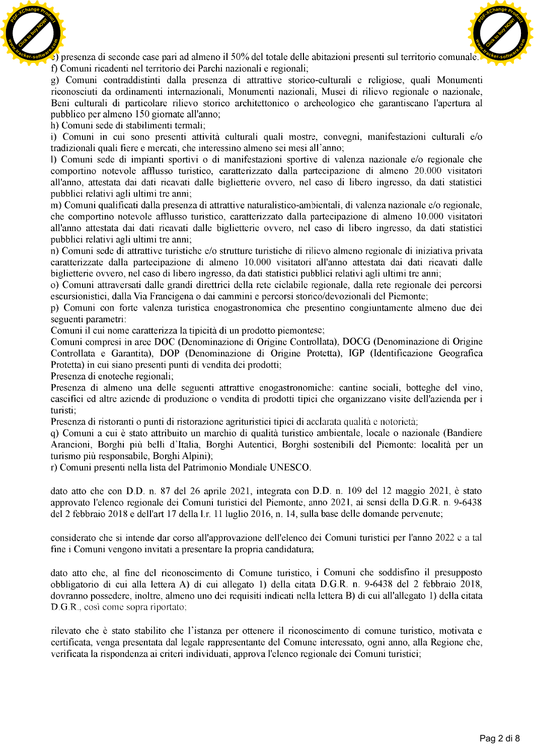e) presenza di seconde case pari ad almeno il 50% del totale delle abitazioni presenti sul territorio comunale.
f) Comuni ricadenti nel territorio dei Parchi nazionali e regionali;
g) Comuni contraddistinti dalla presenza di attrattive storico-culturali e religiose, quali Monumenti riconosciuti da ordinamenti internazionali, Monumenti nazionali, Musei di rilievo regionale o nazionale, Beni culturali di particolare rilievo storico architettonico o archeologico che garantiscano l'apertura al pubblico per almeno 150 giornate all'anno;
h) Comuni sede di stabilimenti termali;
i) Comuni in cui sono presenti attività culturali quali mostre, convegni, manifestazioni culturali e/o tradizionali quali fiere e mercati, che interessino almeno sei mesi all'anno;
l) Comuni sede di impianti sportivi o di manifestazioni sportive di valenza nazionale e/o regionale che comportino notevole afflusso turistico, caratterizzato dalla partecipazione di almeno 20.000 visitatori all'anno, attestata dai dati ricavati dalle biglietterie ovvero, nel caso di libero ingresso, da dati statistici pubblici relativi agli ultimi tre anni;
m) Comuni qualificati dalla presenza di attrattive naturalistico-ambientali, di valenza nazionale e/o regionale, che comportino notevole afflusso turistico, caratterizzato dalla partecipazione di almeno 10.000 visitatori all'anno attestata dai dati ricavati dalle biglietterie ovvero, nel caso di libero ingresso, da dati statistici pubblici relativi agli ultimi tre anni;
n) Comuni sede di attrattive turistiche e/o strutture turistiche di rilievo almeno regionale di iniziativa privata caratterizzate dalla partecipazione di almeno 10.000 visitatori all'anno attestata dai dati ricavati dalle biglietterie ovvero, nel caso di libero ingresso, da dati statistici pubblici relativi agli ultimi tre anni;
o) Comuni attraversati dalle grandi direttrici della rete ciclabile regionale, dalla rete regionale dei percorsi escursionistici, dalla Via Francigena o dai cammini e percorsi storico/devozionali del Piemonte;
p) Comuni con forte valenza turistica enogastronomica che presentino congiuntamente almeno due dei seguenti parametri:
Comuni il cui nome caratterizza la tipicità di un prodotto piemontese;
Comuni compresi in aree DOC (Denominazione di Origine Controllata), DOCG (Denominazione di Origine Controllata e Garantita), DOP (Denominazione di Origine Protetta), IGP (Identificazione Geografica Protetta) in cui siano presenti punti di vendita dei prodotti;
Presenza di enoteche regionali;
Presenza di almeno una delle seguenti attrattive enogastronomiche: cantine sociali, botteghe del vino, caseifici ed altre aziende di produzione o vendita di prodotti tipici che organizzano visite dell'azienda per i turisti;
Presenza di ristoranti o punti di ristorazione agrituristici tipici di acclarata qualità e notorietà;
q) Comuni a cui è stato attribuito un marchio di qualità turistico ambientale, locale o nazionale (Bandiere Arancioni, Borghi più belli d'Italia, Borghi Autentici, Borghi sostenibili del Piemonte: località per un turismo più responsabile, Borghi Alpini);
r) Comuni presenti nella lista del Patrimonio Mondiale UNESCO.

dato atto che con D.D. n. 87 del 26 aprile 2021, integrata con D.D. n. 109 del 12 maggio 2021, è stato approvato l'elenco regionale dei Comuni turistici del Piemonte, anno 2021, ai sensi della D.G.R. n. 9-6438 del 2 febbraio 2018 e dell'art 17 della l.r. 11 luglio 2016, n. 14, sulla base delle domande pervenute;

considerato che si intende dar corso all'approvazione dell'elenco dei Comuni turistici per l'anno 2022 e a tal fine i Comuni vengono invitati a presentare la propria candidatura;

dato atto che, al fine del riconoscimento di Comune turistico, i Comuni che soddisfino il presupposto obbligatorio di cui alla lettera A) di cui allegato 1) della citata D.G.R. n. 9-6438 del 2 febbraio 2018, dovranno possedere, inoltre, almeno uno dei requisiti indicati nella lettera B) di cui all'allegato 1) della citata D.G.R., così come sopra riportato;

rilevato che è stato stabilito che l'istanza per ottenere il riconoscimento di comune turistico, motivata e certificata, venga presentata dal legale rappresentante del Comune interessato, ogni anno, alla Regione che, verificata la rispondenza ai criteri individuati, approva l'elenco regionale dei Comuni turistici;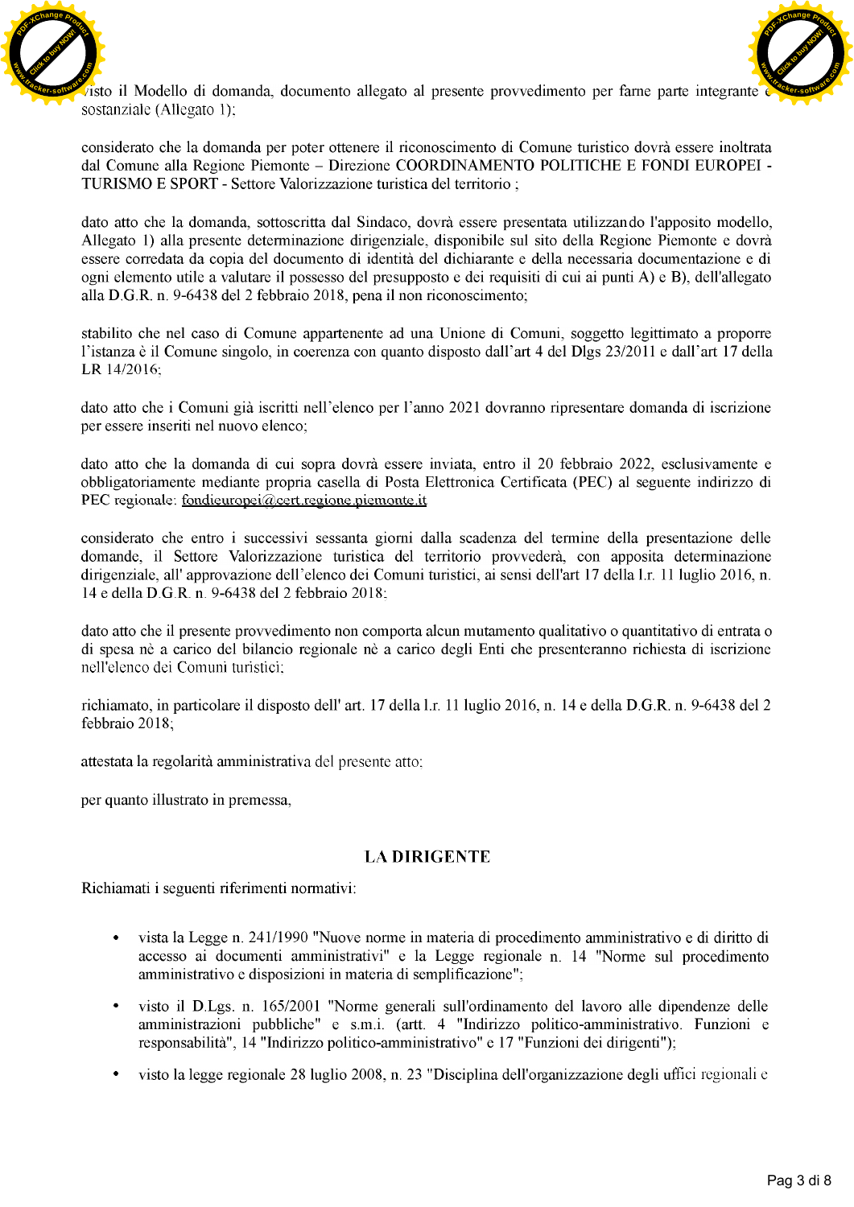visto il Modello di domanda, documento allegato al presente provvedimento per farne parte integrante e sostanziale (Allegato 1);

considerato che la domanda per poter ottenere il riconoscimento di Comune turistico dovrà essere inoltrata dal Comune alla Regione Piemonte – Direzione COORDINAMENTO POLITICHE E FONDI EUROPEI - TURISMO E SPORT - Settore Valorizzazione turistica del territorio ;

dato atto che la domanda, sottoscritta dal Sindaco, dovrà essere presentata utilizzando l'apposito modello, Allegato 1) alla presente determinazione dirigenziale, disponibile sul sito della Regione Piemonte e dovrà essere corredata da copia del documento di identità del dichiarante e della necessaria documentazione e di ogni elemento utile a valutare il possesso del presupposto e dei requisiti di cui ai punti A) e B), dell'allegato alla D.G.R. n. 9-6438 del 2 febbraio 2018, pena il non riconoscimento;

stabilito che nel caso di Comune appartenente ad una Unione di Comuni, soggetto legittimato a proporre l'istanza è il Comune singolo, in coerenza con quanto disposto dall'art 4 del Dlgs 23/2011 e dall'art 17 della LR 14/2016;

dato atto che i Comuni già iscritti nell'elenco per l'anno 2021 dovranno ripresentare domanda di iscrizione per essere inseriti nel nuovo elenco;

dato atto che la domanda di cui sopra dovrà essere inviata, entro il 20 febbraio 2022, esclusivamente e obbligatoriamente mediante propria casella di Posta Elettronica Certificata (PEC) al seguente indirizzo di PEC regionale: fondieuropei@cert.regione.piemonte.it

considerato che entro i successivi sessanta giorni dalla scadenza del termine della presentazione delle domande, il Settore Valorizzazione turistica del territorio provvederà, con apposita determinazione dirigenziale, all' approvazione dell'elenco dei Comuni turistici, ai sensi dell'art 17 della l.r. 11 luglio 2016, n. 14 e della D.G.R. n. 9-6438 del 2 febbraio 2018;

dato atto che il presente provvedimento non comporta alcun mutamento qualitativo o quantitativo di entrata o di spesa nè a carico del bilancio regionale nè a carico degli Enti che presenteranno richiesta di iscrizione nell'elenco dei Comuni turistici;

richiamato, in particolare il disposto dell' art. 17 della l.r. 11 luglio 2016, n. 14 e della D.G.R. n. 9-6438 del 2 febbraio 2018;

attestata la regolarità amministrativa del presente atto;

per quanto illustrato in premessa,

## LA DIRIGENTE

Richiamati i seguenti riferimenti normativi:

- visto la Legge n. 241/1990 "Nuove norme in materia di procedimento amministrativo e di diritto di accesso ai documenti amministrativi" e la Legge regionale n. 14 "Norme sul procedimento amministrativo e disposizioni in materia di semplificazione";
- visto il D.Lgs. n. 165/2001 "Norme generali sull'ordinamento del lavoro alle dipendenze delle amministrazioni pubbliche" e s.m.i. (artt. 4 "Indirizzo politico-amministrativo. Funzioni e responsabilità", 14 "Indirizzo politico-amministrativo" e 17 "Funzioni dei dirigenti");
- visto la legge regionale 28 luglio 2008, n. 23 "Disciplina dell'organizzazione degli uffici regionali e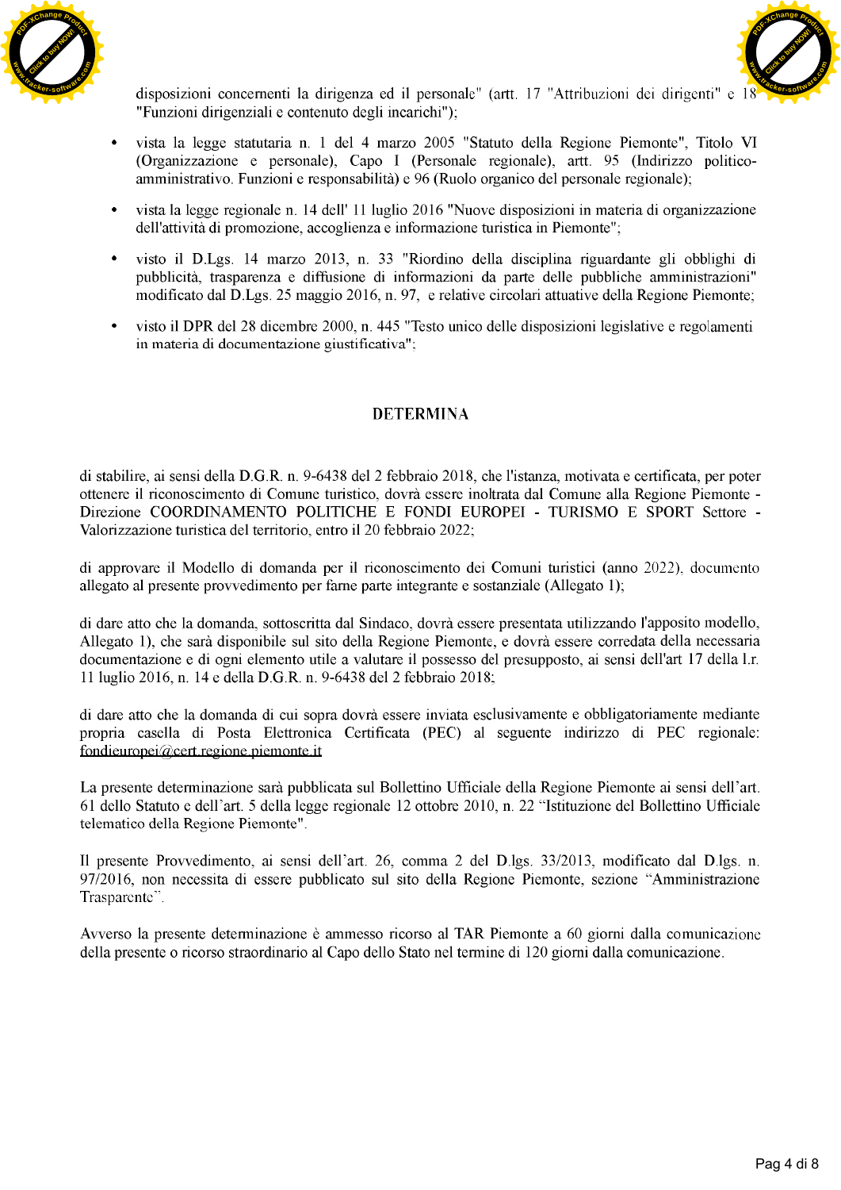disposizioni concernenti la dirigenza ed il personale" (artt. 17 "Attribuzioni dei dirigenti" e 18 "Funzioni dirigenziali e contenuto degli incarichi");

- vista la legge statutaria n. 1 del 4 marzo 2005 "Statuto della Regione Piemonte", Titolo VI (Organizzazione e personale), Capo I (Personale regionale), artt. 95 (Indirizzo politico-amministrativo. Funzioni e responsabilità) e 96 (Ruolo organico del personale regionale);

- vista la legge regionale n. 14 dell' 11 luglio 2016 "Nuove disposizioni in materia di organizzazione dell'attività di promozione, accoglienza e informazione turistica in Piemonte";

- visto il D.Lgs. 14 marzo 2013, n. 33 "Riordino della disciplina riguardante gli obblighi di pubblicità, trasparenza e diffusione di informazioni da parte delle pubbliche amministrazioni" modificato dal D.Lgs. 25 maggio 2016, n. 97, e relative circolari attuative della Regione Piemonte;

- visto il DPR del 28 dicembre 2000, n. 445 "Testo unico delle disposizioni legislative e regolamenti in materia di documentazione giustificativa";

## DETERMINA

di stabilire, ai sensi della D.G.R. n. 9-6438 del 2 febbraio 2018, che l'istanza, motivata e certificata, per poter ottenere il riconoscimento di Comune turistico, dovrà essere inoltrata dal Comune alla Regione Piemonte - Direzione COORDINAMENTO POLITICHE E FONDI EUROPEI - TURISMO E SPORT Settore - Valorizzazione turistica del territorio, entro il 20 febbraio 2022;

di approvare il Modello di domanda per il riconoscimento dei Comuni turistici (anno 2022), documento allegato al presente provvedimento per farne parte integrante e sostanziale (Allegato 1);

di dare atto che la domanda, sottoscritta dal Sindaco, dovrà essere presentata utilizzando l'apposito modello, Allegato 1), che sarà disponibile sul sito della Regione Piemonte, e dovrà essere corredata della necessaria documentazione e di ogni elemento utile a valutare il possesso del presupposto, ai sensi dell'art 17 della l.r. 11 luglio 2016, n. 14 e della D.G.R. n. 9-6438 del 2 febbraio 2018;

di dare atto che la domanda di cui sopra dovrà essere inviata esclusivamente e obbligatoriamente mediante propria casella di Posta Elettronica Certificata (PEC) al seguente indirizzo di PEC regionale: fondieuropei@cert.regione.piemonte.it

La presente determinazione sarà pubblicata sul Bollettino Ufficiale della Regione Piemonte ai sensi dell'art. 61 dello Statuto e dell'art. 5 della legge regionale 12 ottobre 2010, n. 22 "Istituzione del Bollettino Ufficiale telematico della Regione Piemonte".

Il presente Provvedimento, ai sensi dell'art. 26, comma 2 del D.lgs. 33/2013, modificato dal D.lgs. n. 97/2016, non necessita di essere pubblicato sul sito della Regione Piemonte, sezione "Amministrazione Trasparente".

Avverso la presente determinazione è ammesso ricorso al TAR Piemonte a 60 giorni dalla comunicazione della presente o ricorso straordinario al Capo dello Stato nel termine di 120 giorni dalla comunicazione.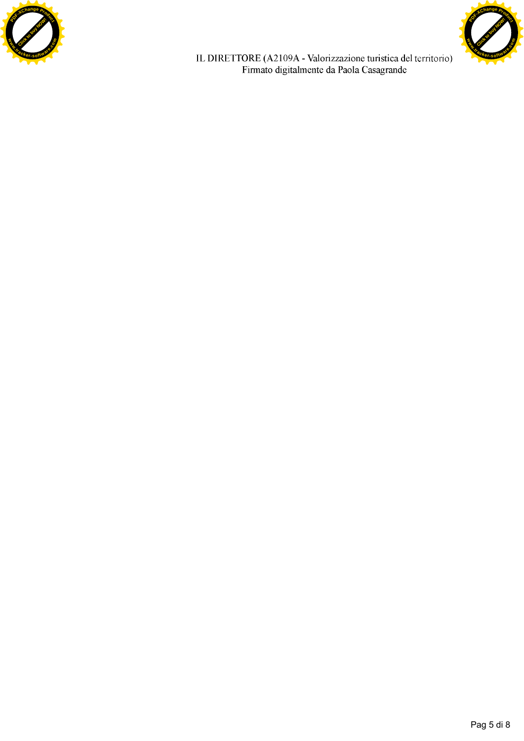IL DIRETTORE (A2109A - Valorizzazione turistica del territorio)
Firmato digitalmente da Paola Casagrande